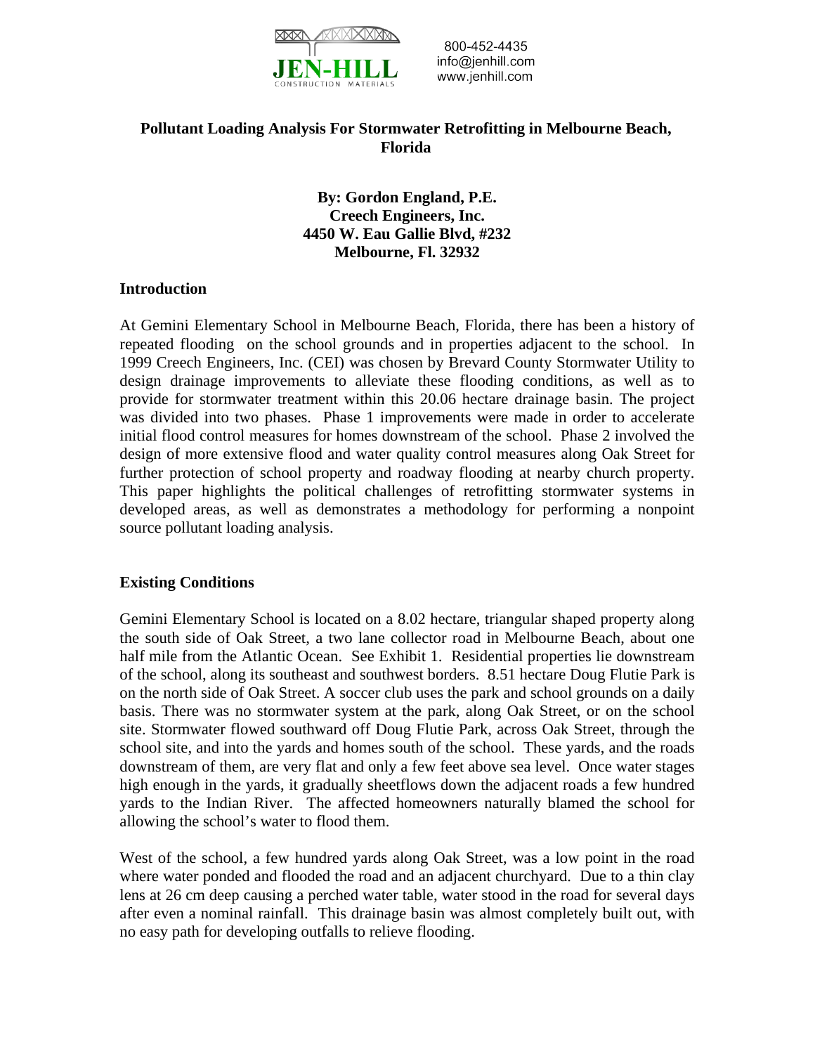JEN-HILL CONSTRUCTION MATERIALS

800-452-4435
info@jenhill.com
www.jenhill.com

# Pollutant Loading Analysis For Stormwater Retrofitting in Melbourne Beach, Florida

**By: Gordon England, P.E.**
**Creech Engineers, Inc.**
**4450 W. Eau Gallie Blvd, #232**
**Melbourne, Fl. 32932**

## Introduction

At Gemini Elementary School in Melbourne Beach, Florida, there has been a history of repeated flooding on the school grounds and in properties adjacent to the school. In 1999 Creech Engineers, Inc. (CEI) was chosen by Brevard County Stormwater Utility to design drainage improvements to alleviate these flooding conditions, as well as to provide for stormwater treatment within this 20.06 hectare drainage basin. The project was divided into two phases. Phase 1 improvements were made in order to accelerate initial flood control measures for homes downstream of the school. Phase 2 involved the design of more extensive flood and water quality control measures along Oak Street for further protection of school property and roadway flooding at nearby church property. This paper highlights the political challenges of retrofitting stormwater systems in developed areas, as well as demonstrates a methodology for performing a nonpoint source pollutant loading analysis.

## Existing Conditions

Gemini Elementary School is located on a 8.02 hectare, triangular shaped property along the south side of Oak Street, a two lane collector road in Melbourne Beach, about one half mile from the Atlantic Ocean. See Exhibit 1. Residential properties lie downstream of the school, along its southeast and southwest borders. 8.51 hectare Doug Flutie Park is on the north side of Oak Street. A soccer club uses the park and school grounds on a daily basis. There was no stormwater system at the park, along Oak Street, or on the school site. Stormwater flowed southward off Doug Flutie Park, across Oak Street, through the school site, and into the yards and homes south of the school. These yards, and the roads downstream of them, are very flat and only a few feet above sea level. Once water stages high enough in the yards, it gradually sheetflows down the adjacent roads a few hundred yards to the Indian River. The affected homeowners naturally blamed the school for allowing the school's water to flood them.

West of the school, a few hundred yards along Oak Street, was a low point in the road where water ponded and flooded the road and an adjacent churchyard. Due to a thin clay lens at 26 cm deep causing a perched water table, water stood in the road for several days after even a nominal rainfall. This drainage basin was almost completely built out, with no easy path for developing outfalls to relieve flooding.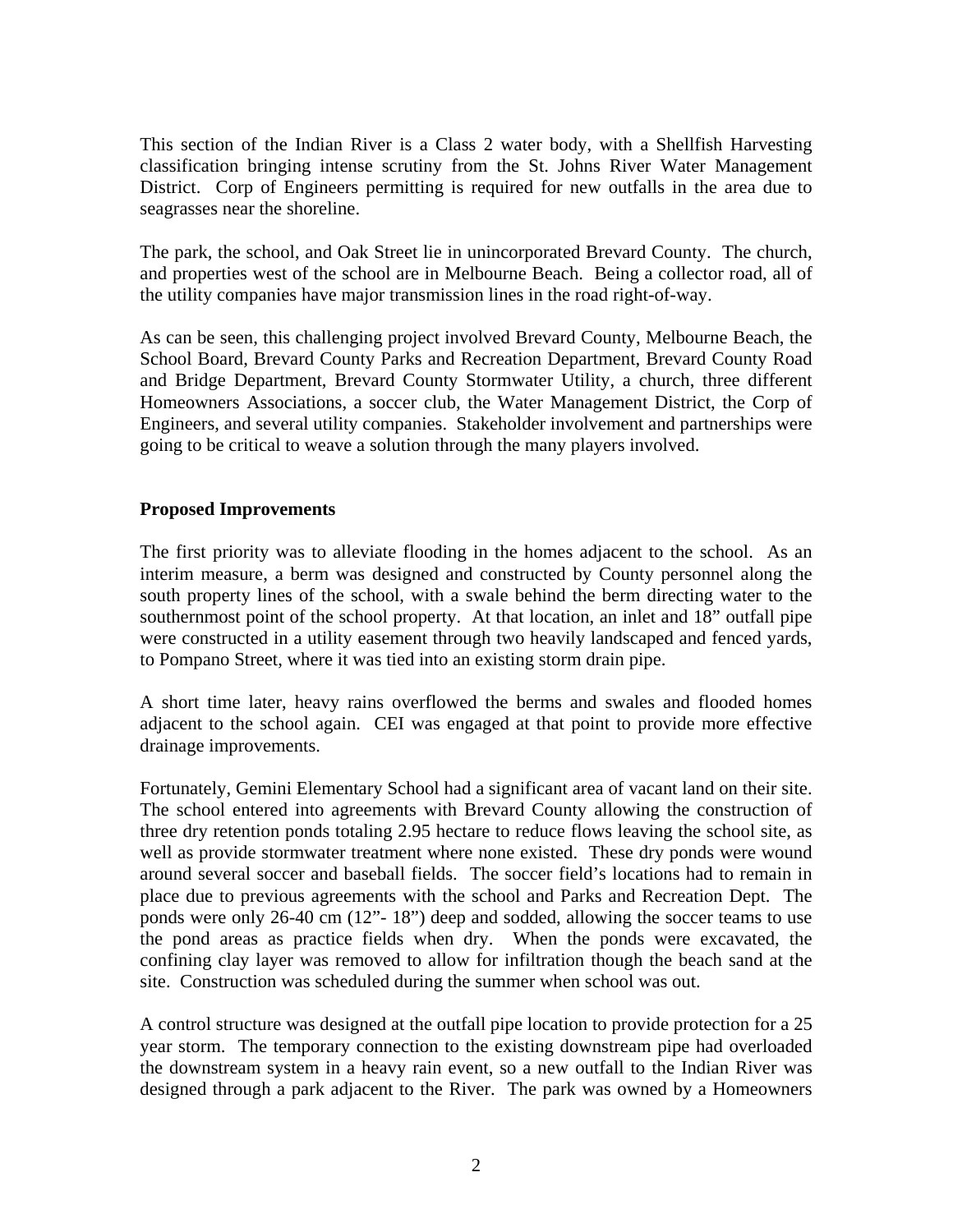This section of the Indian River is a Class 2 water body, with a Shellfish Harvesting classification bringing intense scrutiny from the St. Johns River Water Management District. Corp of Engineers permitting is required for new outfalls in the area due to seagrasses near the shoreline.

The park, the school, and Oak Street lie in unincorporated Brevard County. The church, and properties west of the school are in Melbourne Beach. Being a collector road, all of the utility companies have major transmission lines in the road right-of-way.

As can be seen, this challenging project involved Brevard County, Melbourne Beach, the School Board, Brevard County Parks and Recreation Department, Brevard County Road and Bridge Department, Brevard County Stormwater Utility, a church, three different Homeowners Associations, a soccer club, the Water Management District, the Corp of Engineers, and several utility companies. Stakeholder involvement and partnerships were going to be critical to weave a solution through the many players involved.

**Proposed Improvements**

The first priority was to alleviate flooding in the homes adjacent to the school. As an interim measure, a berm was designed and constructed by County personnel along the south property lines of the school, with a swale behind the berm directing water to the southernmost point of the school property. At that location, an inlet and 18" outfall pipe were constructed in a utility easement through two heavily landscaped and fenced yards, to Pompano Street, where it was tied into an existing storm drain pipe.

A short time later, heavy rains overflowed the berms and swales and flooded homes adjacent to the school again. CEI was engaged at that point to provide more effective drainage improvements.

Fortunately, Gemini Elementary School had a significant area of vacant land on their site. The school entered into agreements with Brevard County allowing the construction of three dry retention ponds totaling 2.95 hectare to reduce flows leaving the school site, as well as provide stormwater treatment where none existed. These dry ponds were wound around several soccer and baseball fields. The soccer field's locations had to remain in place due to previous agreements with the school and Parks and Recreation Dept. The ponds were only 26-40 cm (12"- 18") deep and sodded, allowing the soccer teams to use the pond areas as practice fields when dry. When the ponds were excavated, the confining clay layer was removed to allow for infiltration though the beach sand at the site. Construction was scheduled during the summer when school was out.

A control structure was designed at the outfall pipe location to provide protection for a 25 year storm. The temporary connection to the existing downstream pipe had overloaded the downstream system in a heavy rain event, so a new outfall to the Indian River was designed through a park adjacent to the River. The park was owned by a Homeowners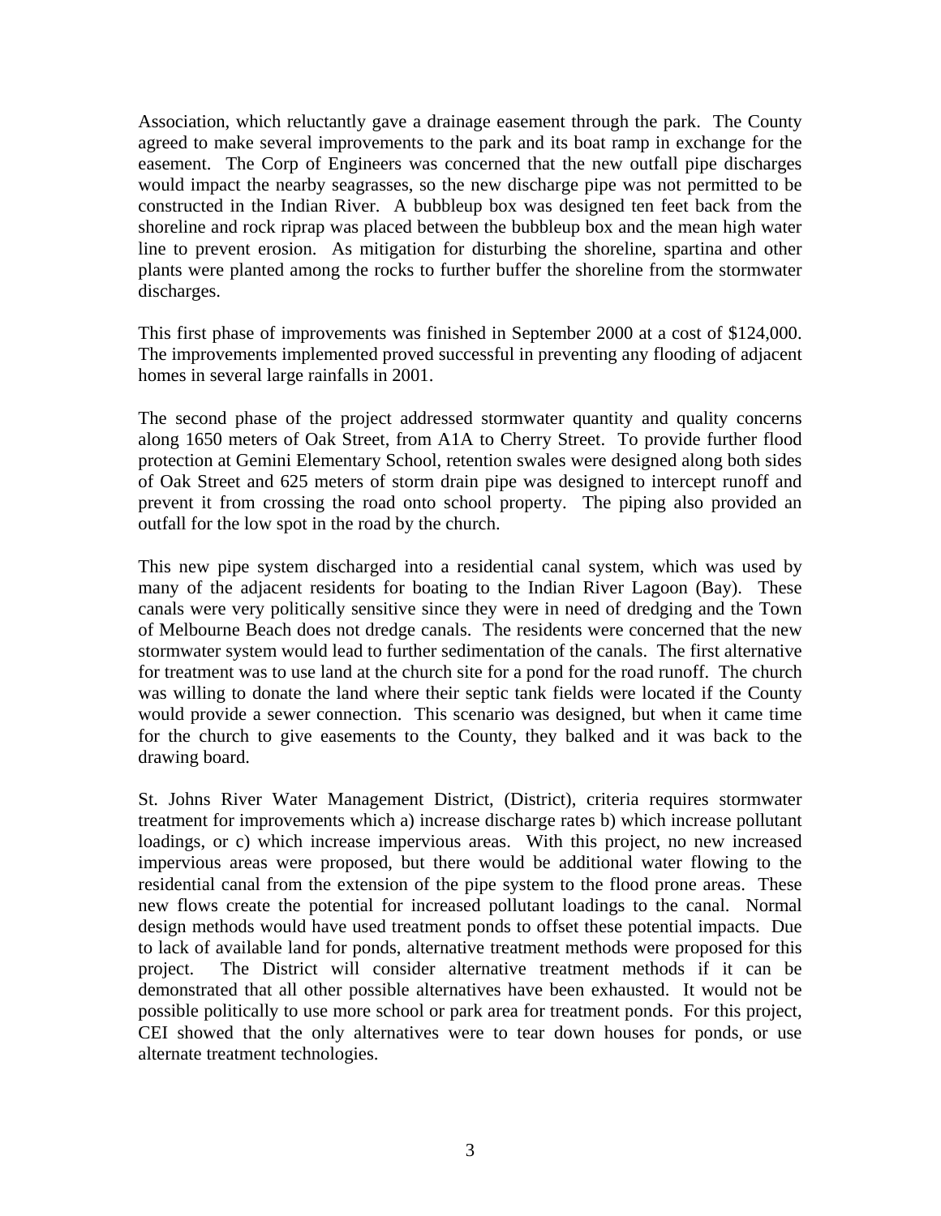Association, which reluctantly gave a drainage easement through the park. The County agreed to make several improvements to the park and its boat ramp in exchange for the easement. The Corp of Engineers was concerned that the new outfall pipe discharges would impact the nearby seagrasses, so the new discharge pipe was not permitted to be constructed in the Indian River. A bubbleup box was designed ten feet back from the shoreline and rock riprap was placed between the bubbleup box and the mean high water line to prevent erosion. As mitigation for disturbing the shoreline, spartina and other plants were planted among the rocks to further buffer the shoreline from the stormwater discharges.

This first phase of improvements was finished in September 2000 at a cost of $124,000. The improvements implemented proved successful in preventing any flooding of adjacent homes in several large rainfalls in 2001.

The second phase of the project addressed stormwater quantity and quality concerns along 1650 meters of Oak Street, from A1A to Cherry Street. To provide further flood protection at Gemini Elementary School, retention swales were designed along both sides of Oak Street and 625 meters of storm drain pipe was designed to intercept runoff and prevent it from crossing the road onto school property. The piping also provided an outfall for the low spot in the road by the church.

This new pipe system discharged into a residential canal system, which was used by many of the adjacent residents for boating to the Indian River Lagoon (Bay). These canals were very politically sensitive since they were in need of dredging and the Town of Melbourne Beach does not dredge canals. The residents were concerned that the new stormwater system would lead to further sedimentation of the canals. The first alternative for treatment was to use land at the church site for a pond for the road runoff. The church was willing to donate the land where their septic tank fields were located if the County would provide a sewer connection. This scenario was designed, but when it came time for the church to give easements to the County, they balked and it was back to the drawing board.

St. Johns River Water Management District, (District), criteria requires stormwater treatment for improvements which a) increase discharge rates b) which increase pollutant loadings, or c) which increase impervious areas. With this project, no new increased impervious areas were proposed, but there would be additional water flowing to the residential canal from the extension of the pipe system to the flood prone areas. These new flows create the potential for increased pollutant loadings to the canal. Normal design methods would have used treatment ponds to offset these potential impacts. Due to lack of available land for ponds, alternative treatment methods were proposed for this project. The District will consider alternative treatment methods if it can be demonstrated that all other possible alternatives have been exhausted. It would not be possible politically to use more school or park area for treatment ponds. For this project, CEI showed that the only alternatives were to tear down houses for ponds, or use alternate treatment technologies.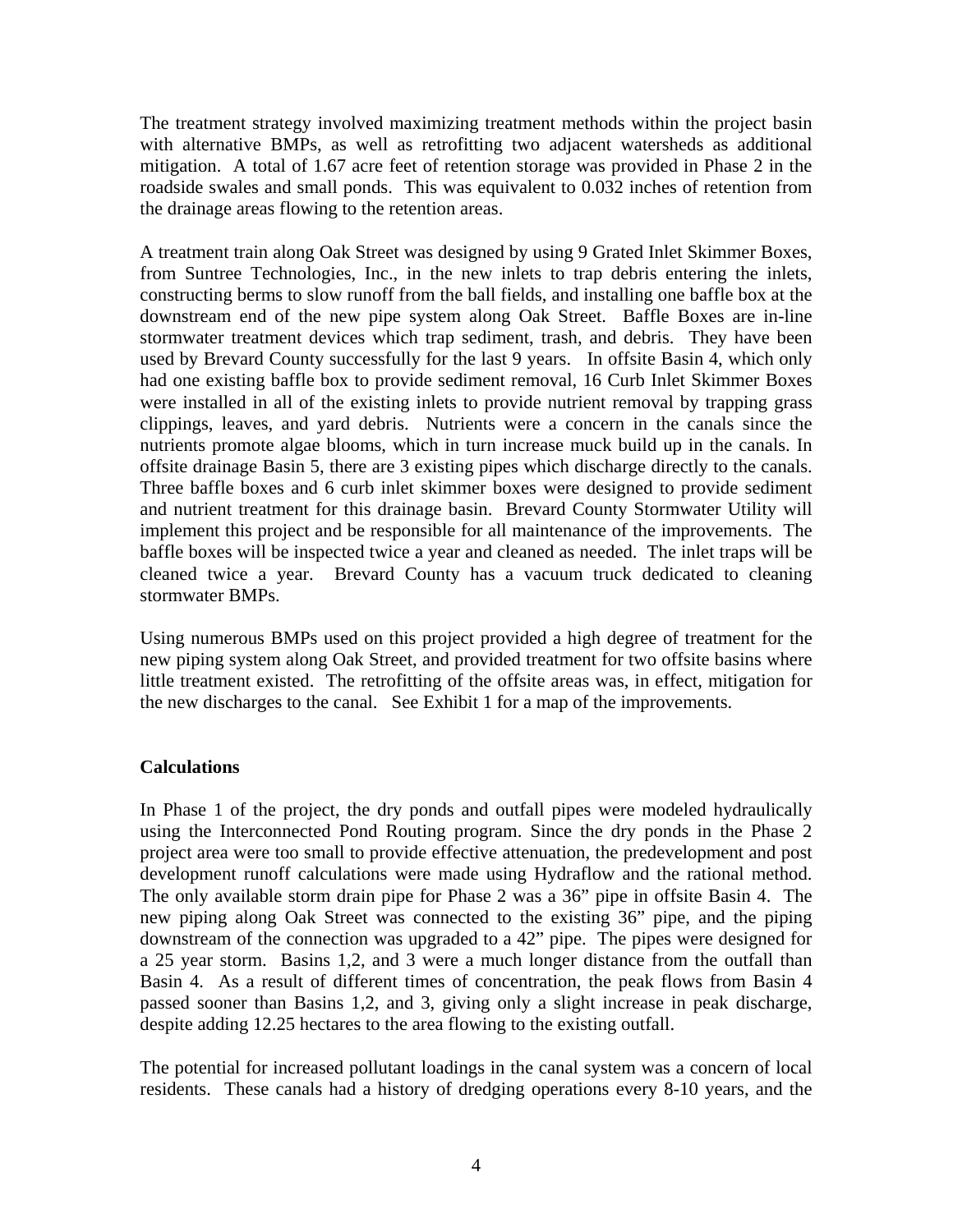The treatment strategy involved maximizing treatment methods within the project basin with alternative BMPs, as well as retrofitting two adjacent watersheds as additional mitigation. A total of 1.67 acre feet of retention storage was provided in Phase 2 in the roadside swales and small ponds. This was equivalent to 0.032 inches of retention from the drainage areas flowing to the retention areas.

A treatment train along Oak Street was designed by using 9 Grated Inlet Skimmer Boxes, from Suntree Technologies, Inc., in the new inlets to trap debris entering the inlets, constructing berms to slow runoff from the ball fields, and installing one baffle box at the downstream end of the new pipe system along Oak Street. Baffle Boxes are in-line stormwater treatment devices which trap sediment, trash, and debris. They have been used by Brevard County successfully for the last 9 years. In offsite Basin 4, which only had one existing baffle box to provide sediment removal, 16 Curb Inlet Skimmer Boxes were installed in all of the existing inlets to provide nutrient removal by trapping grass clippings, leaves, and yard debris. Nutrients were a concern in the canals since the nutrients promote algae blooms, which in turn increase muck build up in the canals. In offsite drainage Basin 5, there are 3 existing pipes which discharge directly to the canals. Three baffle boxes and 6 curb inlet skimmer boxes were designed to provide sediment and nutrient treatment for this drainage basin. Brevard County Stormwater Utility will implement this project and be responsible for all maintenance of the improvements. The baffle boxes will be inspected twice a year and cleaned as needed. The inlet traps will be cleaned twice a year. Brevard County has a vacuum truck dedicated to cleaning stormwater BMPs.

Using numerous BMPs used on this project provided a high degree of treatment for the new piping system along Oak Street, and provided treatment for two offsite basins where little treatment existed. The retrofitting of the offsite areas was, in effect, mitigation for the new discharges to the canal. See Exhibit 1 for a map of the improvements.

**Calculations**

In Phase 1 of the project, the dry ponds and outfall pipes were modeled hydraulically using the Interconnected Pond Routing program. Since the dry ponds in the Phase 2 project area were too small to provide effective attenuation, the predevelopment and post development runoff calculations were made using Hydraflow and the rational method. The only available storm drain pipe for Phase 2 was a 36" pipe in offsite Basin 4. The new piping along Oak Street was connected to the existing 36" pipe, and the piping downstream of the connection was upgraded to a 42" pipe. The pipes were designed for a 25 year storm. Basins 1,2, and 3 were a much longer distance from the outfall than Basin 4. As a result of different times of concentration, the peak flows from Basin 4 passed sooner than Basins 1,2, and 3, giving only a slight increase in peak discharge, despite adding 12.25 hectares to the area flowing to the existing outfall.

The potential for increased pollutant loadings in the canal system was a concern of local residents. These canals had a history of dredging operations every 8-10 years, and the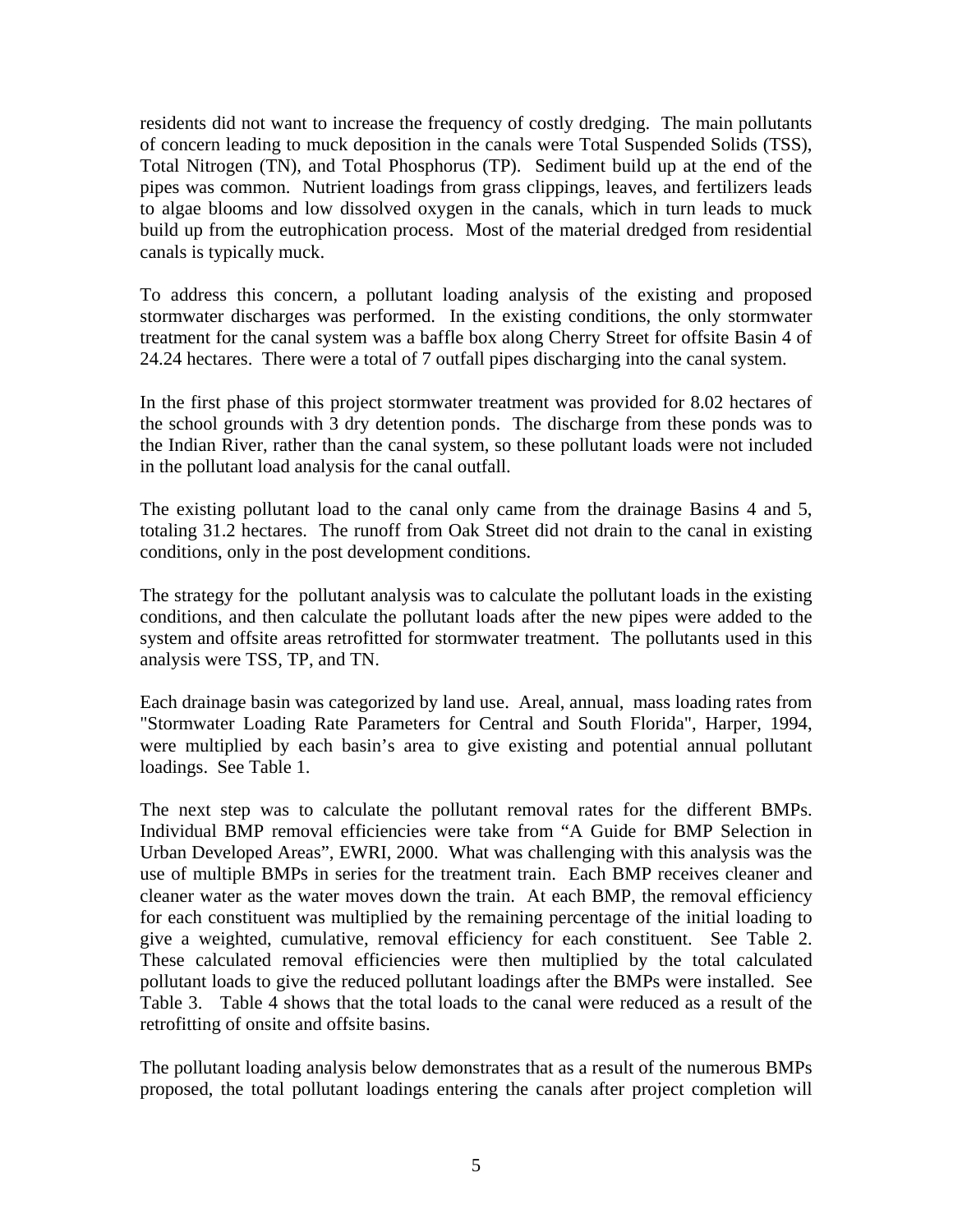residents did not want to increase the frequency of costly dredging. The main pollutants of concern leading to muck deposition in the canals were Total Suspended Solids (TSS), Total Nitrogen (TN), and Total Phosphorus (TP). Sediment build up at the end of the pipes was common. Nutrient loadings from grass clippings, leaves, and fertilizers leads to algae blooms and low dissolved oxygen in the canals, which in turn leads to muck build up from the eutrophication process. Most of the material dredged from residential canals is typically muck.

To address this concern, a pollutant loading analysis of the existing and proposed stormwater discharges was performed. In the existing conditions, the only stormwater treatment for the canal system was a baffle box along Cherry Street for offsite Basin 4 of 24.24 hectares. There were a total of 7 outfall pipes discharging into the canal system.

In the first phase of this project stormwater treatment was provided for 8.02 hectares of the school grounds with 3 dry detention ponds. The discharge from these ponds was to the Indian River, rather than the canal system, so these pollutant loads were not included in the pollutant load analysis for the canal outfall.

The existing pollutant load to the canal only came from the drainage Basins 4 and 5, totaling 31.2 hectares. The runoff from Oak Street did not drain to the canal in existing conditions, only in the post development conditions.

The strategy for the pollutant analysis was to calculate the pollutant loads in the existing conditions, and then calculate the pollutant loads after the new pipes were added to the system and offsite areas retrofitted for stormwater treatment. The pollutants used in this analysis were TSS, TP, and TN.

Each drainage basin was categorized by land use. Areal, annual, mass loading rates from "Stormwater Loading Rate Parameters for Central and South Florida", Harper, 1994, were multiplied by each basin's area to give existing and potential annual pollutant loadings. See Table 1.

The next step was to calculate the pollutant removal rates for the different BMPs. Individual BMP removal efficiencies were take from "A Guide for BMP Selection in Urban Developed Areas", EWRI, 2000. What was challenging with this analysis was the use of multiple BMPs in series for the treatment train. Each BMP receives cleaner and cleaner water as the water moves down the train. At each BMP, the removal efficiency for each constituent was multiplied by the remaining percentage of the initial loading to give a weighted, cumulative, removal efficiency for each constituent. See Table 2. These calculated removal efficiencies were then multiplied by the total calculated pollutant loads to give the reduced pollutant loadings after the BMPs were installed. See Table 3. Table 4 shows that the total loads to the canal were reduced as a result of the retrofitting of onsite and offsite basins.

The pollutant loading analysis below demonstrates that as a result of the numerous BMPs proposed, the total pollutant loadings entering the canals after project completion will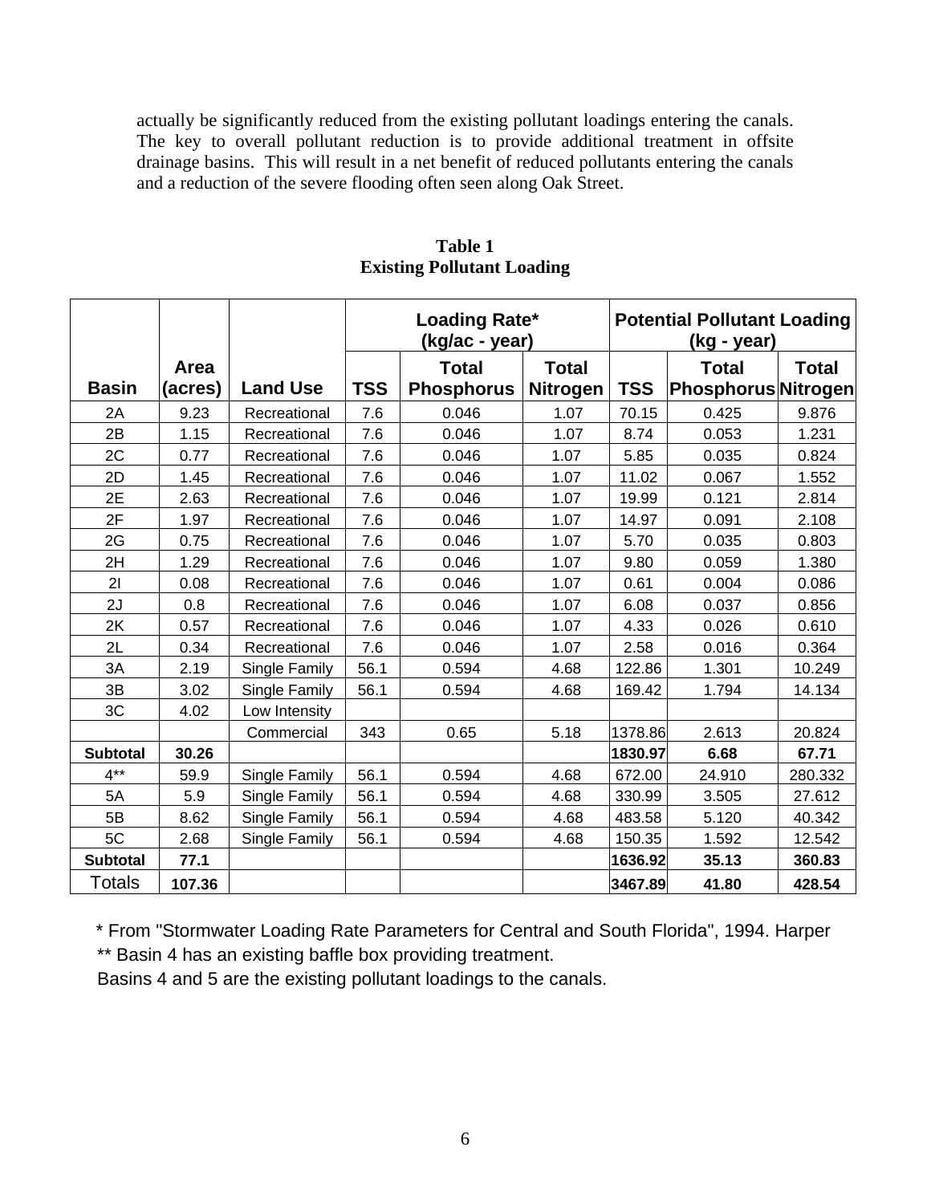actually be significantly reduced from the existing pollutant loadings entering the canals. The key to overall pollutant reduction is to provide additional treatment in offsite drainage basins. This will result in a net benefit of reduced pollutants entering the canals and a reduction of the severe flooding often seen along Oak Street.

**Table 1**
**Existing Pollutant Loading**

| | | | Loading Rate* (kg/ac - year) | | | Potential Pollutant Loading (kg - year) | | |
|---|---|---|---|---|---|---|---|---|
| **Basin** | **Area (acres)** | **Land Use** | **TSS** | **Total Phosphorus** | **Total Nitrogen** | **TSS** | **Total Phosphorus** | **Total Nitrogen** |
| 2A | 9.23 | Recreational | 7.6 | 0.046 | 1.07 | 70.15 | 0.425 | 9.876 |
| 2B | 1.15 | Recreational | 7.6 | 0.046 | 1.07 | 8.74 | 0.053 | 1.231 |
| 2C | 0.77 | Recreational | 7.6 | 0.046 | 1.07 | 5.85 | 0.035 | 0.824 |
| 2D | 1.45 | Recreational | 7.6 | 0.046 | 1.07 | 11.02 | 0.067 | 1.552 |
| 2E | 2.63 | Recreational | 7.6 | 0.046 | 1.07 | 19.99 | 0.121 | 2.814 |
| 2F | 1.97 | Recreational | 7.6 | 0.046 | 1.07 | 14.97 | 0.091 | 2.108 |
| 2G | 0.75 | Recreational | 7.6 | 0.046 | 1.07 | 5.70 | 0.035 | 0.803 |
| 2H | 1.29 | Recreational | 7.6 | 0.046 | 1.07 | 9.80 | 0.059 | 1.380 |
| 2I | 0.08 | Recreational | 7.6 | 0.046 | 1.07 | 0.61 | 0.004 | 0.086 |
| 2J | 0.8 | Recreational | 7.6 | 0.046 | 1.07 | 6.08 | 0.037 | 0.856 |
| 2K | 0.57 | Recreational | 7.6 | 0.046 | 1.07 | 4.33 | 0.026 | 0.610 |
| 2L | 0.34 | Recreational | 7.6 | 0.046 | 1.07 | 2.58 | 0.016 | 0.364 |
| 3A | 2.19 | Single Family | 56.1 | 0.594 | 4.68 | 122.86 | 1.301 | 10.249 |
| 3B | 3.02 | Single Family | 56.1 | 0.594 | 4.68 | 169.42 | 1.794 | 14.134 |
| 3C | 4.02 | Low Intensity | | | | | | |
| | | Commercial | 343 | 0.65 | 5.18 | 1378.86 | 2.613 | 20.824 |
| **Subtotal** | **30.26** | | | | | **1830.97** | **6.68** | **67.71** |
| 4** | 59.9 | Single Family | 56.1 | 0.594 | 4.68 | 672.00 | 24.910 | 280.332 |
| 5A | 5.9 | Single Family | 56.1 | 0.594 | 4.68 | 330.99 | 3.505 | 27.612 |
| 5B | 8.62 | Single Family | 56.1 | 0.594 | 4.68 | 483.58 | 5.120 | 40.342 |
| 5C | 2.68 | Single Family | 56.1 | 0.594 | 4.68 | 150.35 | 1.592 | 12.542 |
| **Subtotal** | **77.1** | | | | | **1636.92** | **35.13** | **360.83** |
| Totals | **107.36** | | | | | **3467.89** | **41.80** | **428.54** |

* From "Stormwater Loading Rate Parameters for Central and South Florida", 1994. Harper
** Basin 4 has an existing baffle box providing treatment.
Basins 4 and 5 are the existing pollutant loadings to the canals.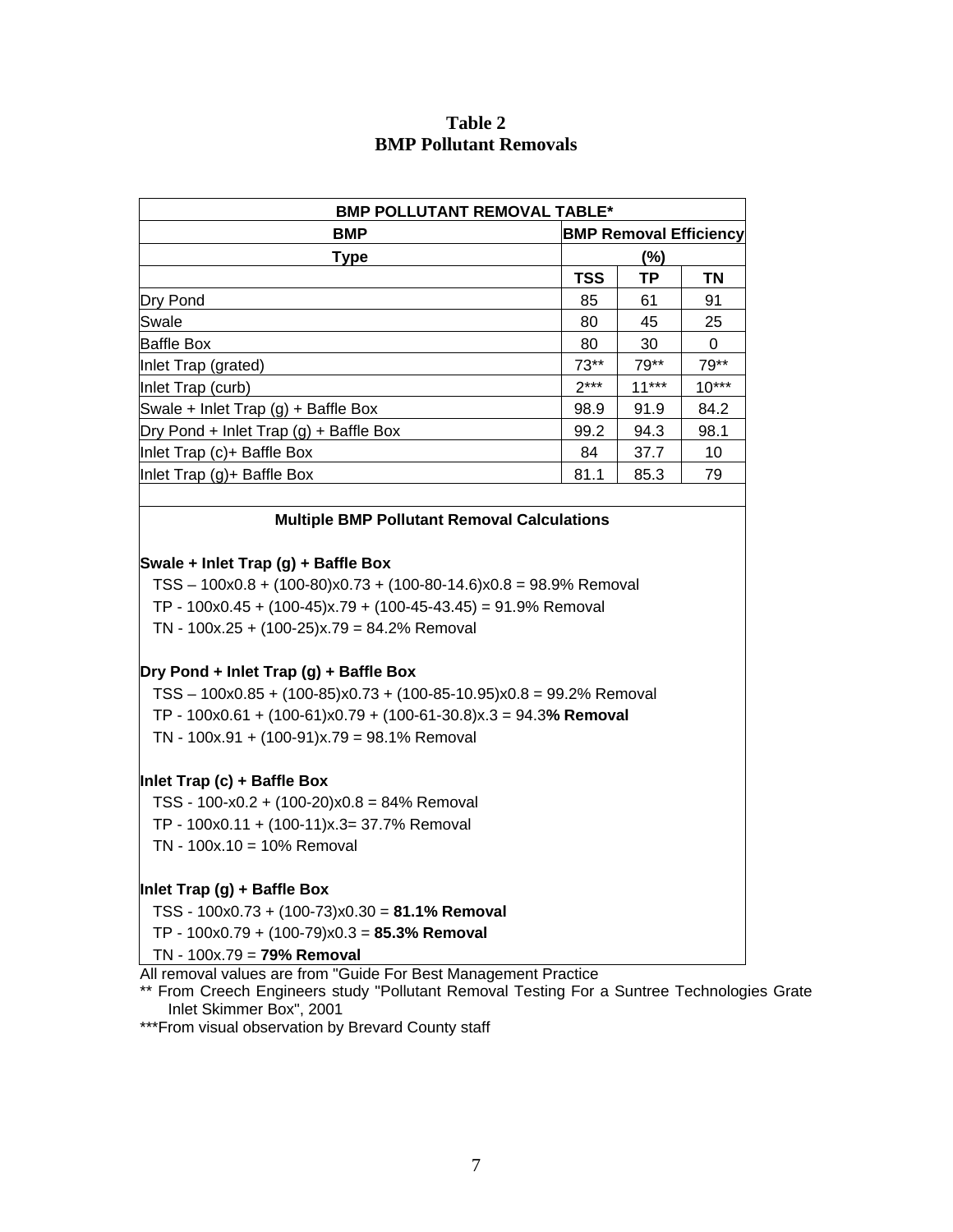# Table 2
# BMP Pollutant Removals

| BMP POLLUTANT REMOVAL TABLE* | | | |
|---|---|---|---|
| **BMP** | **BMP Removal Efficiency** | | |
| **Type** | **(%)** | | |
| | **TSS** | **TP** | **TN** |
| Dry Pond | 85 | 61 | 91 |
| Swale | 80 | 45 | 25 |
| Baffle Box | 80 | 30 | 0 |
| Inlet Trap (grated) | 73** | 79** | 79** |
| Inlet Trap (curb) | 2*** | 11*** | 10*** |
| Swale + Inlet Trap (g) + Baffle Box | 98.9 | 91.9 | 84.2 |
| Dry Pond + Inlet Trap (g) + Baffle Box | 99.2 | 94.3 | 98.1 |
| Inlet Trap (c)+ Baffle Box | 84 | 37.7 | 10 |
| Inlet Trap (g)+ Baffle Box | 81.1 | 85.3 | 79 |

**Multiple BMP Pollutant Removal Calculations**

**Swale + Inlet Trap (g) + Baffle Box**

TSS – 100x0.8 + (100-80)x0.73 + (100-80-14.6)x0.8 = 98.9% Removal

TP - 100x0.45 + (100-45)x.79 + (100-45-43.45) = 91.9% Removal

TN - 100x.25 + (100-25)x.79 = 84.2% Removal

**Dry Pond + Inlet Trap (g) + Baffle Box**

TSS – 100x0.85 + (100-85)x0.73 + (100-85-10.95)x0.8 = 99.2% Removal

TP - 100x0.61 + (100-61)x0.79 + (100-61-30.8)x.3 = 94.3**% Removal**

TN - 100x.91 + (100-91)x.79 = 98.1% Removal

**Inlet Trap (c) + Baffle Box**

TSS - 100-x0.2 + (100-20)x0.8 = 84% Removal

TP - 100x0.11 + (100-11)x.3= 37.7% Removal

TN - 100x.10 = 10% Removal

**Inlet Trap (g) + Baffle Box**

TSS - 100x0.73 + (100-73)x0.30 = **81.1% Removal**

TP - 100x0.79 + (100-79)x0.3 = **85.3% Removal**

TN - 100x.79 = **79% Removal**

All removal values are from "Guide For Best Management Practice

** From Creech Engineers study "Pollutant Removal Testing For a Suntree Technologies Grate Inlet Skimmer Box", 2001

***From visual observation by Brevard County staff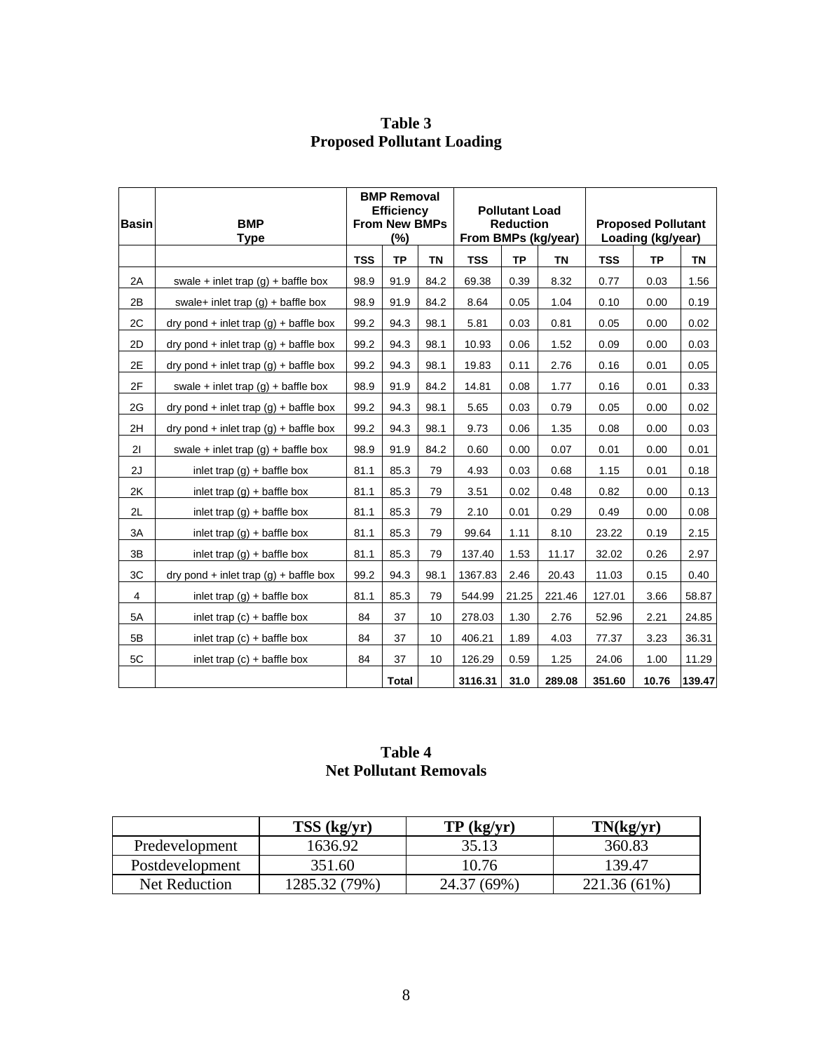**Table 3**
**Proposed Pollutant Loading**

| Basin | BMP Type | BMP Removal Efficiency From New BMPs (%) | | | Pollutant Load Reduction From BMPs (kg/year) | | | Proposed Pollutant Loading (kg/year) | | |
|---|---|---|---|---|---|---|---|---|---|---|
| | | TSS | TP | TN | TSS | TP | TN | TSS | TP | TN |
| 2A | swale + inlet trap (g) + baffle box | 98.9 | 91.9 | 84.2 | 69.38 | 0.39 | 8.32 | 0.77 | 0.03 | 1.56 |
| 2B | swale+ inlet trap (g) + baffle box | 98.9 | 91.9 | 84.2 | 8.64 | 0.05 | 1.04 | 0.10 | 0.00 | 0.19 |
| 2C | dry pond + inlet trap (g) + baffle box | 99.2 | 94.3 | 98.1 | 5.81 | 0.03 | 0.81 | 0.05 | 0.00 | 0.02 |
| 2D | dry pond + inlet trap (g) + baffle box | 99.2 | 94.3 | 98.1 | 10.93 | 0.06 | 1.52 | 0.09 | 0.00 | 0.03 |
| 2E | dry pond + inlet trap (g) + baffle box | 99.2 | 94.3 | 98.1 | 19.83 | 0.11 | 2.76 | 0.16 | 0.01 | 0.05 |
| 2F | swale + inlet trap (g) + baffle box | 98.9 | 91.9 | 84.2 | 14.81 | 0.08 | 1.77 | 0.16 | 0.01 | 0.33 |
| 2G | dry pond + inlet trap (g) + baffle box | 99.2 | 94.3 | 98.1 | 5.65 | 0.03 | 0.79 | 0.05 | 0.00 | 0.02 |
| 2H | dry pond + inlet trap (g) + baffle box | 99.2 | 94.3 | 98.1 | 9.73 | 0.06 | 1.35 | 0.08 | 0.00 | 0.03 |
| 2I | swale + inlet trap (g) + baffle box | 98.9 | 91.9 | 84.2 | 0.60 | 0.00 | 0.07 | 0.01 | 0.00 | 0.01 |
| 2J | inlet trap (g) + baffle box | 81.1 | 85.3 | 79 | 4.93 | 0.03 | 0.68 | 1.15 | 0.01 | 0.18 |
| 2K | inlet trap (g) + baffle box | 81.1 | 85.3 | 79 | 3.51 | 0.02 | 0.48 | 0.82 | 0.00 | 0.13 |
| 2L | inlet trap (g) + baffle box | 81.1 | 85.3 | 79 | 2.10 | 0.01 | 0.29 | 0.49 | 0.00 | 0.08 |
| 3A | inlet trap (g) + baffle box | 81.1 | 85.3 | 79 | 99.64 | 1.11 | 8.10 | 23.22 | 0.19 | 2.15 |
| 3B | inlet trap (g) + baffle box | 81.1 | 85.3 | 79 | 137.40 | 1.53 | 11.17 | 32.02 | 0.26 | 2.97 |
| 3C | dry pond + inlet trap (g) + baffle box | 99.2 | 94.3 | 98.1 | 1367.83 | 2.46 | 20.43 | 11.03 | 0.15 | 0.40 |
| 4 | inlet trap (g) + baffle box | 81.1 | 85.3 | 79 | 544.99 | 21.25 | 221.46 | 127.01 | 3.66 | 58.87 |
| 5A | inlet trap (c) + baffle box | 84 | 37 | 10 | 278.03 | 1.30 | 2.76 | 52.96 | 2.21 | 24.85 |
| 5B | inlet trap (c) + baffle box | 84 | 37 | 10 | 406.21 | 1.89 | 4.03 | 77.37 | 3.23 | 36.31 |
| 5C | inlet trap (c) + baffle box | 84 | 37 | 10 | 126.29 | 0.59 | 1.25 | 24.06 | 1.00 | 11.29 |
| | | | **Total** | | **3116.31** | **31.0** | **289.08** | **351.60** | **10.76** | **139.47** |

**Table 4**
**Net Pollutant Removals**

| | TSS (kg/yr) | TP (kg/yr) | TN(kg/yr) |
|---|---|---|---|
| Predevelopment | 1636.92 | 35.13 | 360.83 |
| Postdevelopment | 351.60 | 10.76 | 139.47 |
| Net Reduction | 1285.32 (79%) | 24.37 (69%) | 221.36 (61%) |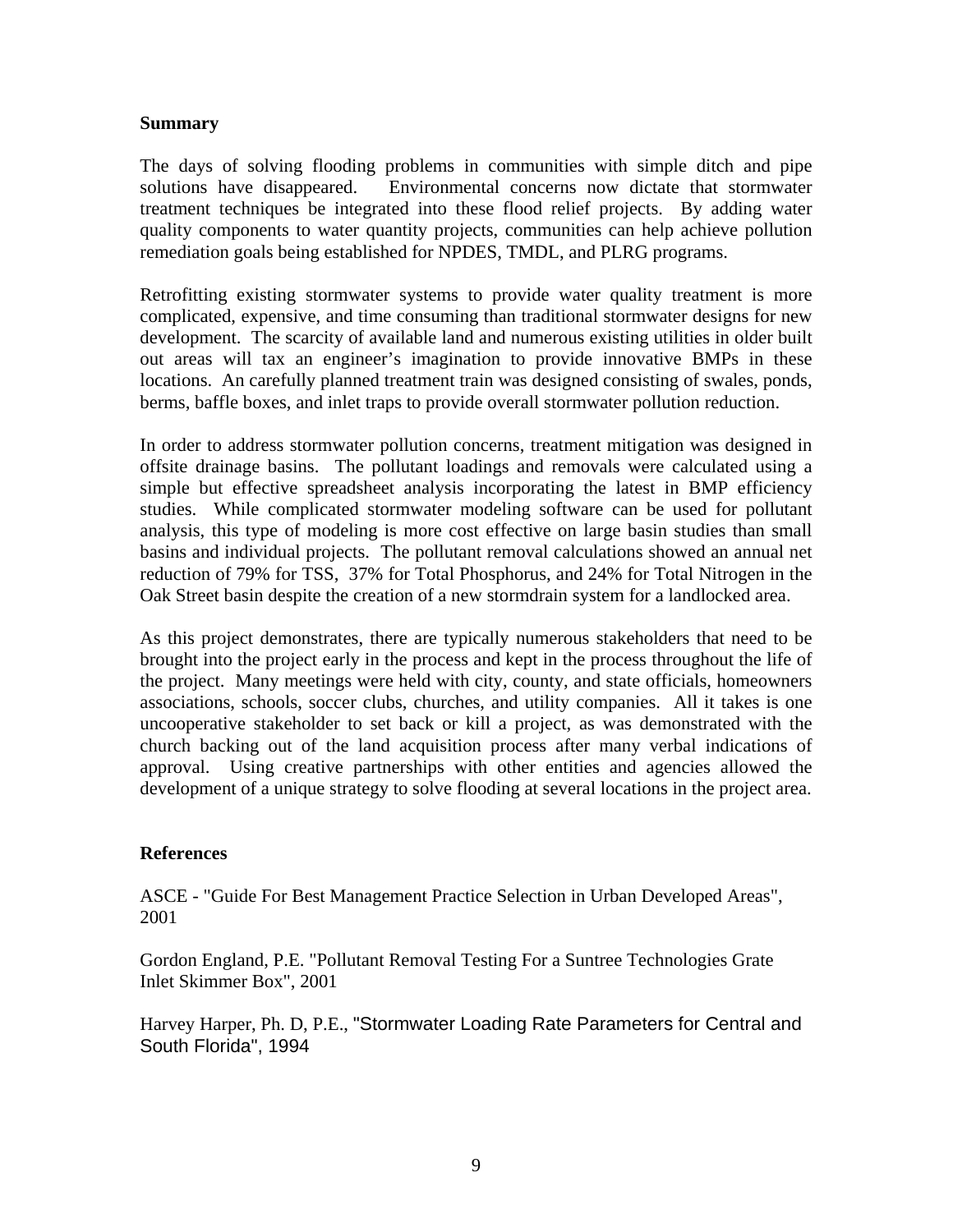**Summary**

The days of solving flooding problems in communities with simple ditch and pipe solutions have disappeared. Environmental concerns now dictate that stormwater treatment techniques be integrated into these flood relief projects. By adding water quality components to water quantity projects, communities can help achieve pollution remediation goals being established for NPDES, TMDL, and PLRG programs.

Retrofitting existing stormwater systems to provide water quality treatment is more complicated, expensive, and time consuming than traditional stormwater designs for new development. The scarcity of available land and numerous existing utilities in older built out areas will tax an engineer's imagination to provide innovative BMPs in these locations. An carefully planned treatment train was designed consisting of swales, ponds, berms, baffle boxes, and inlet traps to provide overall stormwater pollution reduction.

In order to address stormwater pollution concerns, treatment mitigation was designed in offsite drainage basins. The pollutant loadings and removals were calculated using a simple but effective spreadsheet analysis incorporating the latest in BMP efficiency studies. While complicated stormwater modeling software can be used for pollutant analysis, this type of modeling is more cost effective on large basin studies than small basins and individual projects. The pollutant removal calculations showed an annual net reduction of 79% for TSS, 37% for Total Phosphorus, and 24% for Total Nitrogen in the Oak Street basin despite the creation of a new stormdrain system for a landlocked area.

As this project demonstrates, there are typically numerous stakeholders that need to be brought into the project early in the process and kept in the process throughout the life of the project. Many meetings were held with city, county, and state officials, homeowners associations, schools, soccer clubs, churches, and utility companies. All it takes is one uncooperative stakeholder to set back or kill a project, as was demonstrated with the church backing out of the land acquisition process after many verbal indications of approval. Using creative partnerships with other entities and agencies allowed the development of a unique strategy to solve flooding at several locations in the project area.

**References**

ASCE - "Guide For Best Management Practice Selection in Urban Developed Areas", 2001

Gordon England, P.E. "Pollutant Removal Testing For a Suntree Technologies Grate Inlet Skimmer Box", 2001

Harvey Harper, Ph. D, P.E., "Stormwater Loading Rate Parameters for Central and South Florida", 1994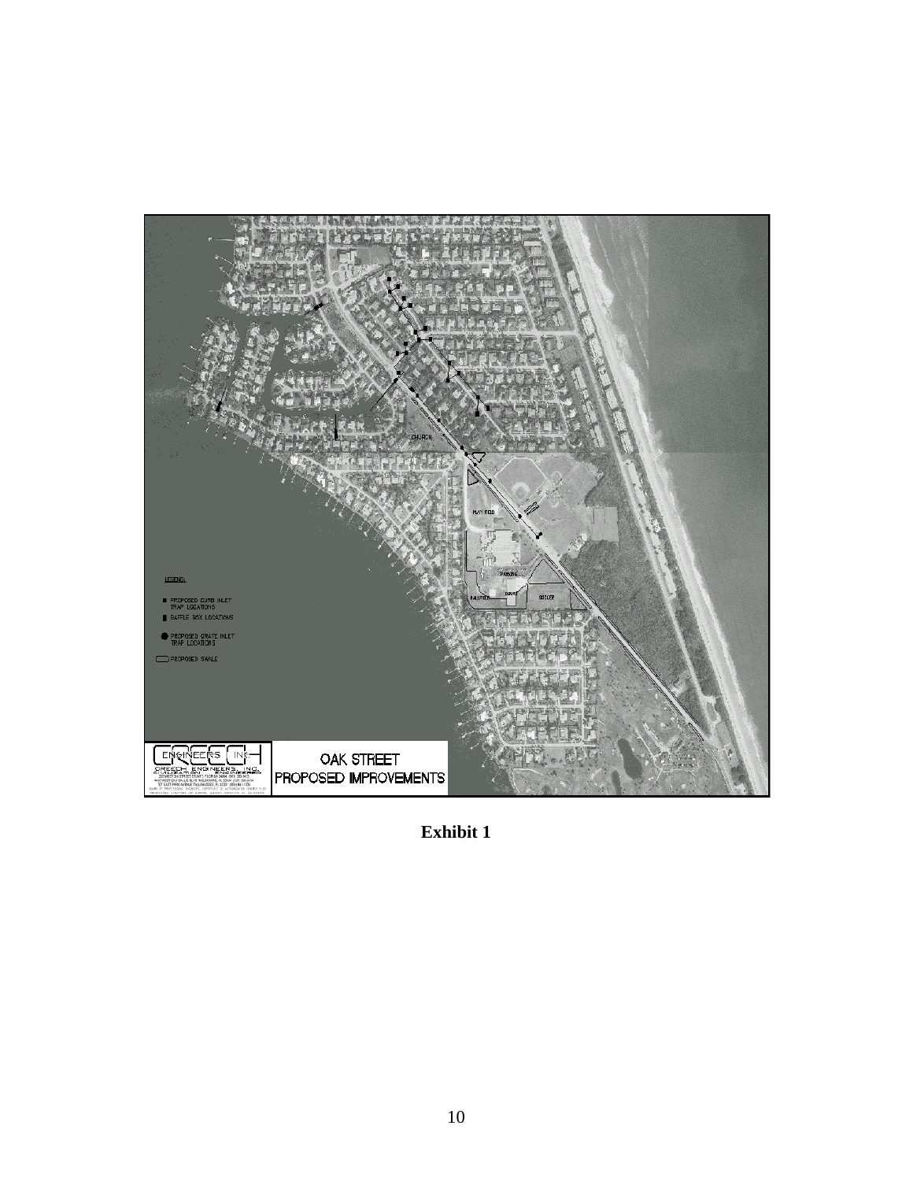LEGEND:

PROPOSED CURB INLET TRAP LOCATIONS

BAFFLE BOX LOCATIONS

PROPOSED GRATE INLET TRAP LOCATIONS

PROPOSED SWALE

CHURCH

PLAY FIELD

PARKING

COURT

BALLFIELD

SOCCER

CREECH ENGINEERS, INC.

OAK STREET
PROPOSED IMPROVEMENTS

**Exhibit 1**